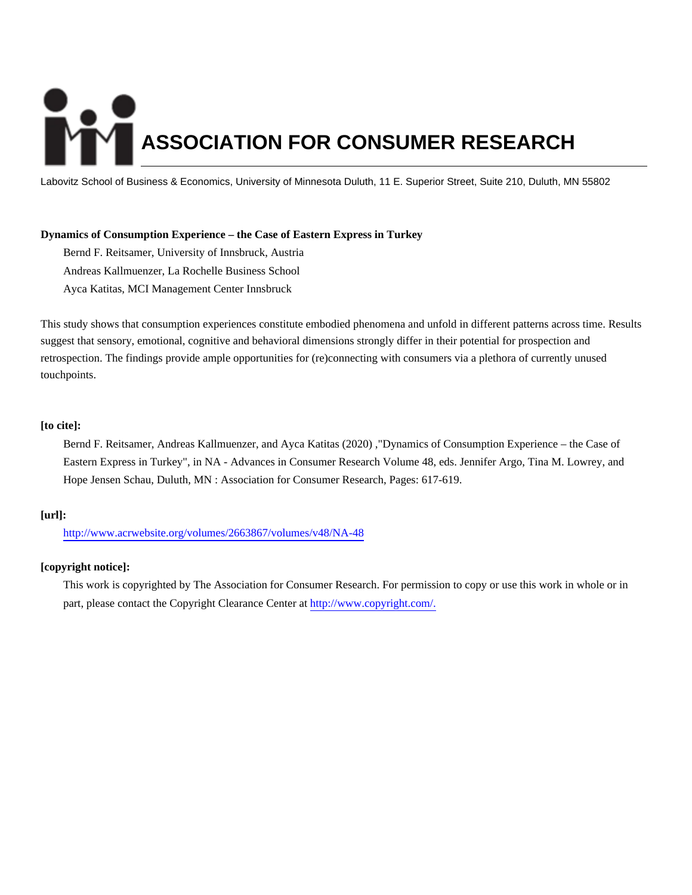# ASSOCIATION FOR CONSUMER RESEARCH

Labovitz School of Business & Economics, University of Minnesota Duluth, 11 E. Superior Street, Suite 210, Duluth, MN 55802

**Dynamics of Consumption Experience – the Case of Eastern Express in Turkey**

Bernd F. Reitsamer, University of Innsbruck, Austria
Andreas Kallmuenzer, La Rochelle Business School
Ayca Katitas, MCI Management Center Innsbruck

This study shows that consumption experiences constitute embodied phenomena and unfold in different patterns across time. Results suggest that sensory, emotional, cognitive and behavioral dimensions strongly differ in their potential for prospection and retrospection. The findings provide ample opportunities for (re)connecting with consumers via a plethora of currently unused touchpoints.

**[to cite]:**

Bernd F. Reitsamer, Andreas Kallmuenzer, and Ayca Katitas (2020) ,"Dynamics of Consumption Experience – the Case of Eastern Express in Turkey", in NA - Advances in Consumer Research Volume 48, eds. Jennifer Argo, Tina M. Lowrey, and Hope Jensen Schau, Duluth, MN : Association for Consumer Research, Pages: 617-619.

**[url]:**

http://www.acrwebsite.org/volumes/2663867/volumes/v48/NA-48

**[copyright notice]:**

This work is copyrighted by The Association for Consumer Research. For permission to copy or use this work in whole or in part, please contact the Copyright Clearance Center at http://www.copyright.com/.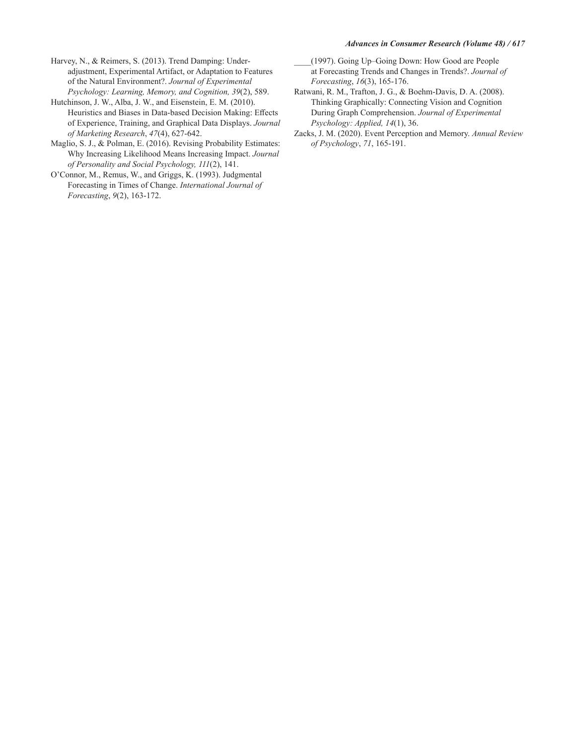Harvey, N., & Reimers, S. (2013). Trend Damping: Under-adjustment, Experimental Artifact, or Adaptation to Features of the Natural Environment?. *Journal of Experimental Psychology: Learning, Memory, and Cognition, 39*(2), 589.

Hutchinson, J. W., Alba, J. W., and Eisenstein, E. M. (2010). Heuristics and Biases in Data-based Decision Making: Effects of Experience, Training, and Graphical Data Displays. *Journal of Marketing Research*, *47*(4), 627-642.

Maglio, S. J., & Polman, E. (2016). Revising Probability Estimates: Why Increasing Likelihood Means Increasing Impact. *Journal of Personality and Social Psychology, 111*(2), 141.

O'Connor, M., Remus, W., and Griggs, K. (1993). Judgmental Forecasting in Times of Change. *International Journal of Forecasting*, *9*(2), 163-172.

____(1997). Going Up–Going Down: How Good are People at Forecasting Trends and Changes in Trends?. *Journal of Forecasting*, *16*(3), 165-176.

Ratwani, R. M., Trafton, J. G., & Boehm-Davis, D. A. (2008). Thinking Graphically: Connecting Vision and Cognition During Graph Comprehension. *Journal of Experimental Psychology: Applied, 14*(1), 36.

Zacks, J. M. (2020). Event Perception and Memory. *Annual Review of Psychology*, *71*, 165-191.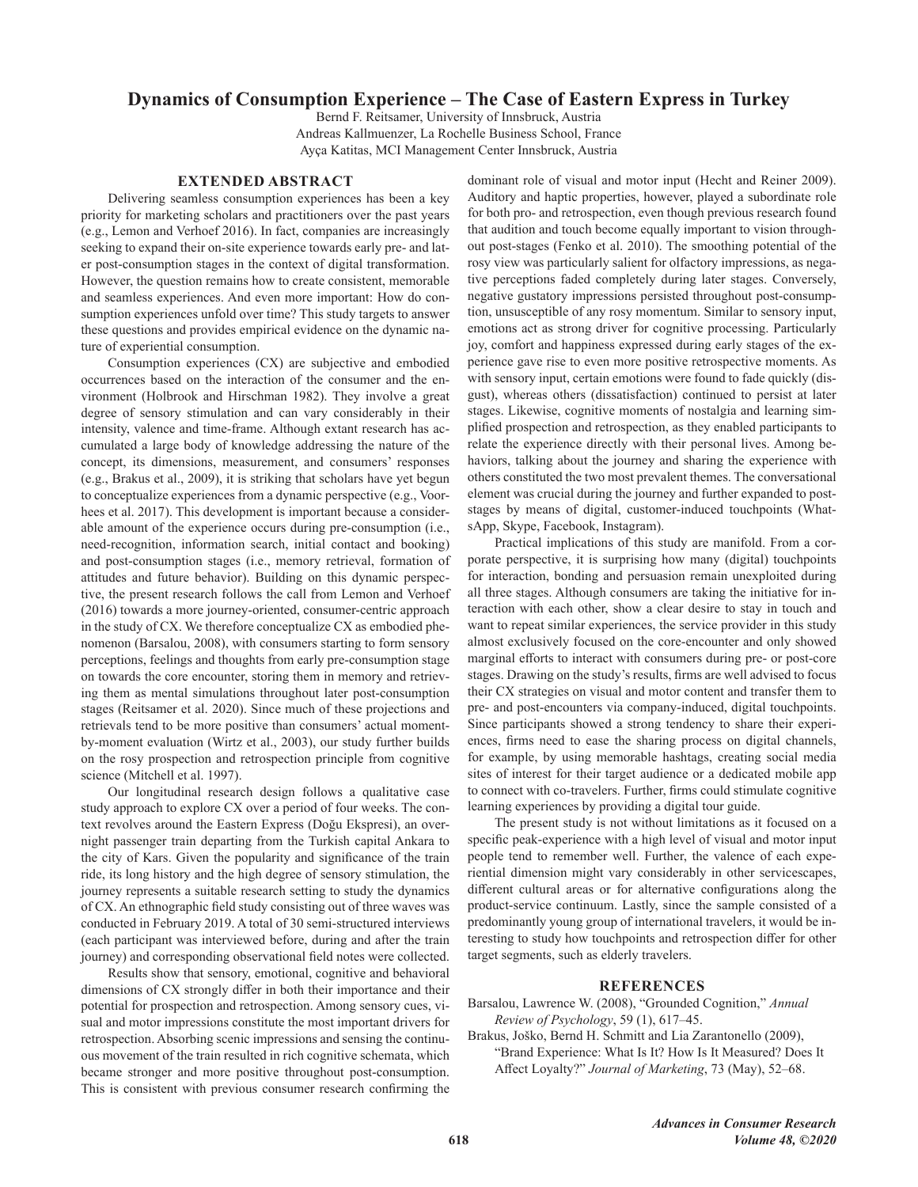# Dynamics of Consumption Experience – The Case of Eastern Express in Turkey

Bernd F. Reitsamer, University of Innsbruck, Austria
Andreas Kallmuenzer, La Rochelle Business School, France
Ayça Katitas, MCI Management Center Innsbruck, Austria

## EXTENDED ABSTRACT

Delivering seamless consumption experiences has been a key priority for marketing scholars and practitioners over the past years (e.g., Lemon and Verhoef 2016). In fact, companies are increasingly seeking to expand their on-site experience towards early pre- and later post-consumption stages in the context of digital transformation. However, the question remains how to create consistent, memorable and seamless experiences. And even more important: How do consumption experiences unfold over time? This study targets to answer these questions and provides empirical evidence on the dynamic nature of experiential consumption.

Consumption experiences (CX) are subjective and embodied occurrences based on the interaction of the consumer and the environment (Holbrook and Hirschman 1982). They involve a great degree of sensory stimulation and can vary considerably in their intensity, valence and time-frame. Although extant research has accumulated a large body of knowledge addressing the nature of the concept, its dimensions, measurement, and consumers' responses (e.g., Brakus et al., 2009), it is striking that scholars have yet begun to conceptualize experiences from a dynamic perspective (e.g., Voorhees et al. 2017). This development is important because a considerable amount of the experience occurs during pre-consumption (i.e., need-recognition, information search, initial contact and booking) and post-consumption stages (i.e., memory retrieval, formation of attitudes and future behavior). Building on this dynamic perspective, the present research follows the call from Lemon and Verhoef (2016) towards a more journey-oriented, consumer-centric approach in the study of CX. We therefore conceptualize CX as embodied phenomenon (Barsalou, 2008), with consumers starting to form sensory perceptions, feelings and thoughts from early pre-consumption stage on towards the core encounter, storing them in memory and retrieving them as mental simulations throughout later post-consumption stages (Reitsamer et al. 2020). Since much of these projections and retrievals tend to be more positive than consumers' actual moment-by-moment evaluation (Wirtz et al., 2003), our study further builds on the rosy prospection and retrospection principle from cognitive science (Mitchell et al. 1997).

Our longitudinal research design follows a qualitative case study approach to explore CX over a period of four weeks. The context revolves around the Eastern Express (Doğu Ekspresi), an overnight passenger train departing from the Turkish capital Ankara to the city of Kars. Given the popularity and significance of the train ride, its long history and the high degree of sensory stimulation, the journey represents a suitable research setting to study the dynamics of CX. An ethnographic field study consisting out of three waves was conducted in February 2019. A total of 30 semi-structured interviews (each participant was interviewed before, during and after the train journey) and corresponding observational field notes were collected.

Results show that sensory, emotional, cognitive and behavioral dimensions of CX strongly differ in both their importance and their potential for prospection and retrospection. Among sensory cues, visual and motor impressions constitute the most important drivers for retrospection. Absorbing scenic impressions and sensing the continuous movement of the train resulted in rich cognitive schemata, which became stronger and more positive throughout post-consumption. This is consistent with previous consumer research confirming the dominant role of visual and motor input (Hecht and Reiner 2009). Auditory and haptic properties, however, played a subordinate role for both pro- and retrospection, even though previous research found that audition and touch become equally important to vision throughout post-stages (Fenko et al. 2010). The smoothing potential of the rosy view was particularly salient for olfactory impressions, as negative perceptions faded completely during later stages. Conversely, negative gustatory impressions persisted throughout post-consumption, unsusceptible of any rosy momentum. Similar to sensory input, emotions act as strong driver for cognitive processing. Particularly joy, comfort and happiness expressed during early stages of the experience gave rise to even more positive retrospective moments. As with sensory input, certain emotions were found to fade quickly (disgust), whereas others (dissatisfaction) continued to persist at later stages. Likewise, cognitive moments of nostalgia and learning simplified prospection and retrospection, as they enabled participants to relate the experience directly with their personal lives. Among behaviors, talking about the journey and sharing the experience with others constituted the two most prevalent themes. The conversational element was crucial during the journey and further expanded to post-stages by means of digital, customer-induced touchpoints (WhatsApp, Skype, Facebook, Instagram).

Practical implications of this study are manifold. From a corporate perspective, it is surprising how many (digital) touchpoints for interaction, bonding and persuasion remain unexploited during all three stages. Although consumers are taking the initiative for interaction with each other, show a clear desire to stay in touch and want to repeat similar experiences, the service provider in this study almost exclusively focused on the core-encounter and only showed marginal efforts to interact with consumers during pre- or post-core stages. Drawing on the study's results, firms are well advised to focus their CX strategies on visual and motor content and transfer them to pre- and post-encounters via company-induced, digital touchpoints. Since participants showed a strong tendency to share their experiences, firms need to ease the sharing process on digital channels, for example, by using memorable hashtags, creating social media sites of interest for their target audience or a dedicated mobile app to connect with co-travelers. Further, firms could stimulate cognitive learning experiences by providing a digital tour guide.

The present study is not without limitations as it focused on a specific peak-experience with a high level of visual and motor input people tend to remember well. Further, the valence of each experiential dimension might vary considerably in other servicescapes, different cultural areas or for alternative configurations along the product-service continuum. Lastly, since the sample consisted of a predominantly young group of international travelers, it would be interesting to study how touchpoints and retrospection differ for other target segments, such as elderly travelers.

## REFERENCES

Barsalou, Lawrence W. (2008), "Grounded Cognition," *Annual Review of Psychology*, 59 (1), 617–45.

Brakus, Joško, Bernd H. Schmitt and Lia Zarantonello (2009), "Brand Experience: What Is It? How Is It Measured? Does It Affect Loyalty?" *Journal of Marketing*, 73 (May), 52–68.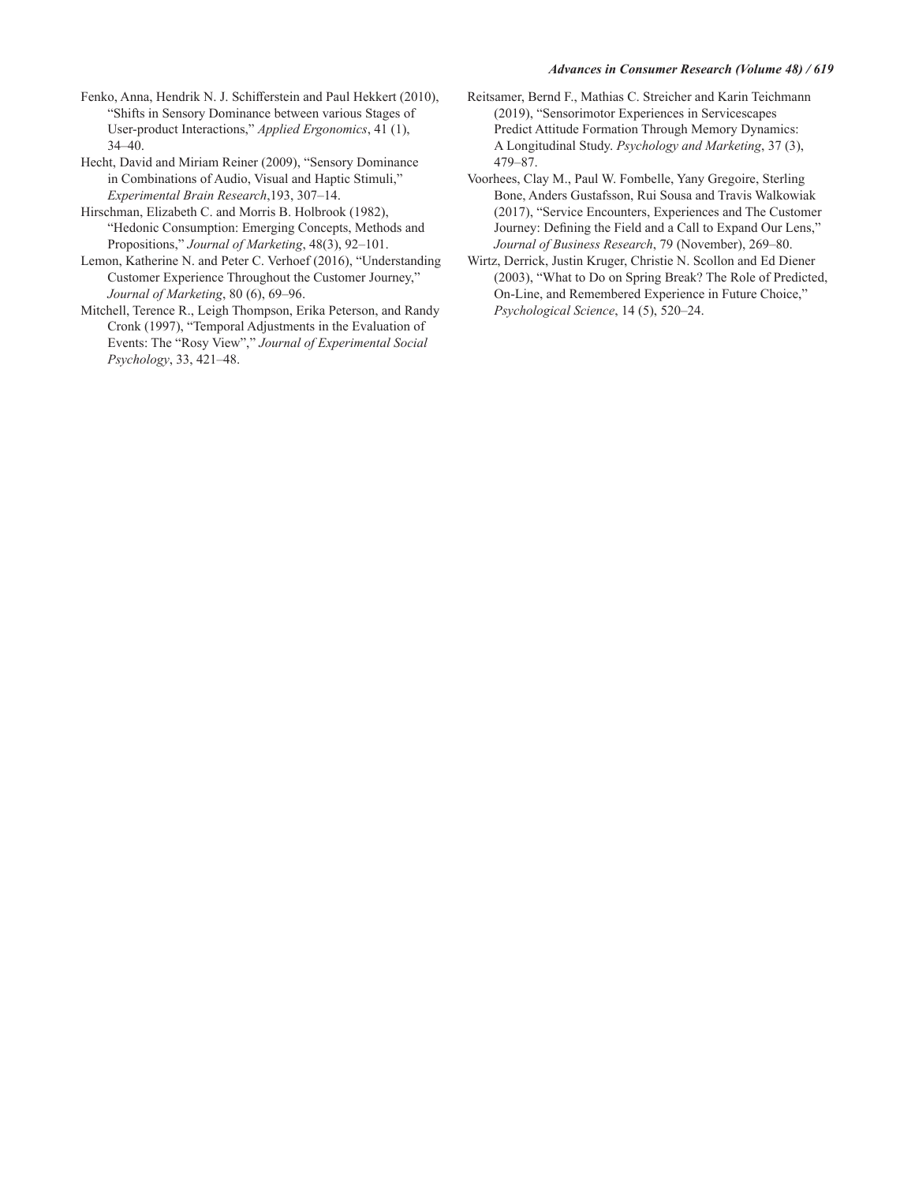Fenko, Anna, Hendrik N. J. Schifferstein and Paul Hekkert (2010), "Shifts in Sensory Dominance between various Stages of User-product Interactions," *Applied Ergonomics*, 41 (1), 34–40.

Hecht, David and Miriam Reiner (2009), "Sensory Dominance in Combinations of Audio, Visual and Haptic Stimuli," *Experimental Brain Research*,193, 307–14.

Hirschman, Elizabeth C. and Morris B. Holbrook (1982), "Hedonic Consumption: Emerging Concepts, Methods and Propositions," *Journal of Marketing*, 48(3), 92–101.

Lemon, Katherine N. and Peter C. Verhoef (2016), "Understanding Customer Experience Throughout the Customer Journey," *Journal of Marketing*, 80 (6), 69–96.

Mitchell, Terence R., Leigh Thompson, Erika Peterson, and Randy Cronk (1997), "Temporal Adjustments in the Evaluation of Events: The "Rosy View"," *Journal of Experimental Social Psychology*, 33, 421–48.

Reitsamer, Bernd F., Mathias C. Streicher and Karin Teichmann (2019), "Sensorimotor Experiences in Servicescapes Predict Attitude Formation Through Memory Dynamics: A Longitudinal Study. *Psychology and Marketing*, 37 (3), 479–87.

Voorhees, Clay M., Paul W. Fombelle, Yany Gregoire, Sterling Bone, Anders Gustafsson, Rui Sousa and Travis Walkowiak (2017), "Service Encounters, Experiences and The Customer Journey: Defining the Field and a Call to Expand Our Lens," *Journal of Business Research*, 79 (November), 269–80.

Wirtz, Derrick, Justin Kruger, Christie N. Scollon and Ed Diener (2003), "What to Do on Spring Break? The Role of Predicted, On-Line, and Remembered Experience in Future Choice," *Psychological Science*, 14 (5), 520–24.